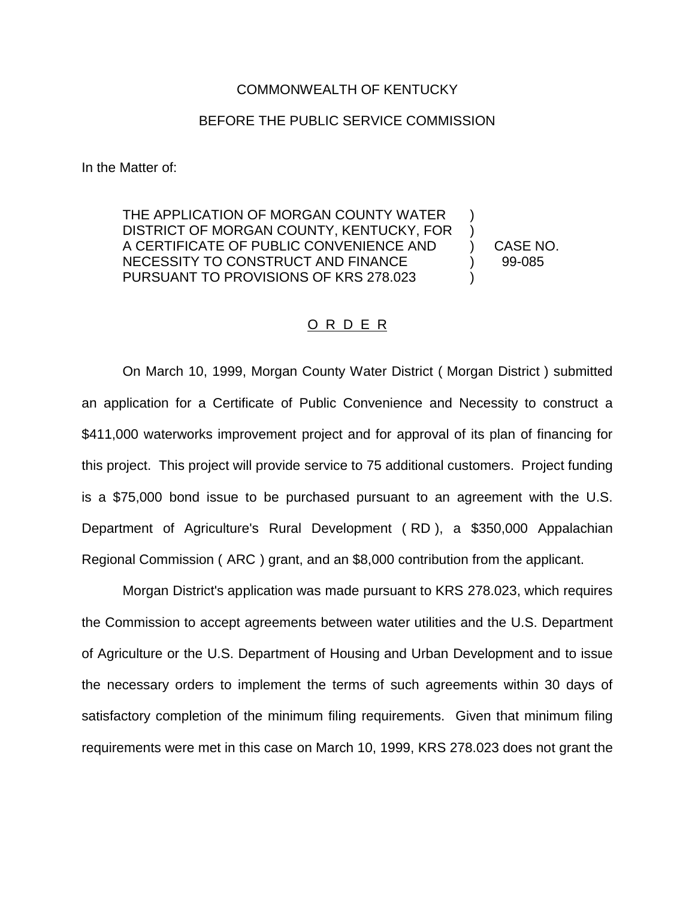COMMONWEALTH OF KENTUCKY

BEFORE THE PUBLIC SERVICE COMMISSION

In the Matter of:

| | | |
|---|---|---|
| THE APPLICATION OF MORGAN COUNTY WATER DISTRICT OF MORGAN COUNTY, KENTUCKY, FOR A CERTIFICATE OF PUBLIC CONVENIENCE AND NECESSITY TO CONSTRUCT AND FINANCE PURSUANT TO PROVISIONS OF KRS 278.023 | ) ) ) ) ) | CASE NO. 99-085 |

O R D E R

On March 10, 1999, Morgan County Water District ( Morgan District ) submitted an application for a Certificate of Public Convenience and Necessity to construct a $411,000 waterworks improvement project and for approval of its plan of financing for this project. This project will provide service to 75 additional customers. Project funding is a $75,000 bond issue to be purchased pursuant to an agreement with the U.S. Department of Agriculture's Rural Development ( RD ), a $350,000 Appalachian Regional Commission ( ARC ) grant, and an $8,000 contribution from the applicant.

Morgan District's application was made pursuant to KRS 278.023, which requires the Commission to accept agreements between water utilities and the U.S. Department of Agriculture or the U.S. Department of Housing and Urban Development and to issue the necessary orders to implement the terms of such agreements within 30 days of satisfactory completion of the minimum filing requirements. Given that minimum filing requirements were met in this case on March 10, 1999, KRS 278.023 does not grant the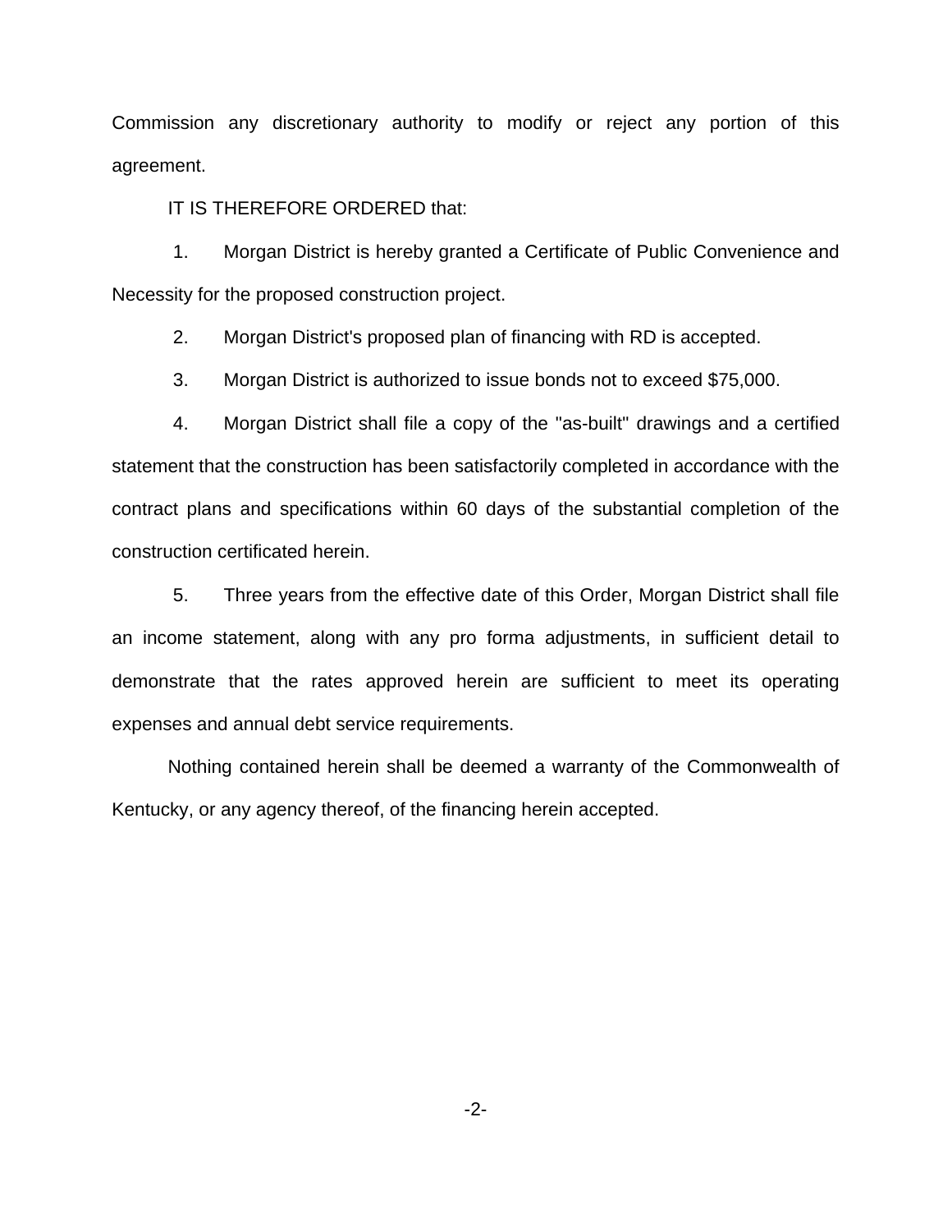Commission any discretionary authority to modify or reject any portion of this agreement.

IT IS THEREFORE ORDERED that:

1. Morgan District is hereby granted a Certificate of Public Convenience and Necessity for the proposed construction project.

2. Morgan District's proposed plan of financing with RD is accepted.

3. Morgan District is authorized to issue bonds not to exceed $75,000.

4. Morgan District shall file a copy of the "as-built" drawings and a certified statement that the construction has been satisfactorily completed in accordance with the contract plans and specifications within 60 days of the substantial completion of the construction certificated herein.

5. Three years from the effective date of this Order, Morgan District shall file an income statement, along with any pro forma adjustments, in sufficient detail to demonstrate that the rates approved herein are sufficient to meet its operating expenses and annual debt service requirements.

Nothing contained herein shall be deemed a warranty of the Commonwealth of Kentucky, or any agency thereof, of the financing herein accepted.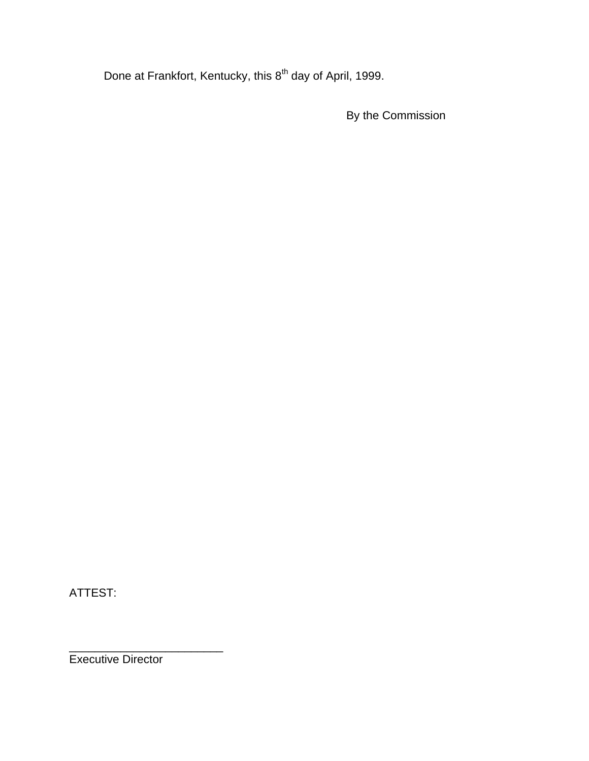Done at Frankfort, Kentucky, this 8th day of April, 1999.

By the Commission

ATTEST:

________________________

Executive Director